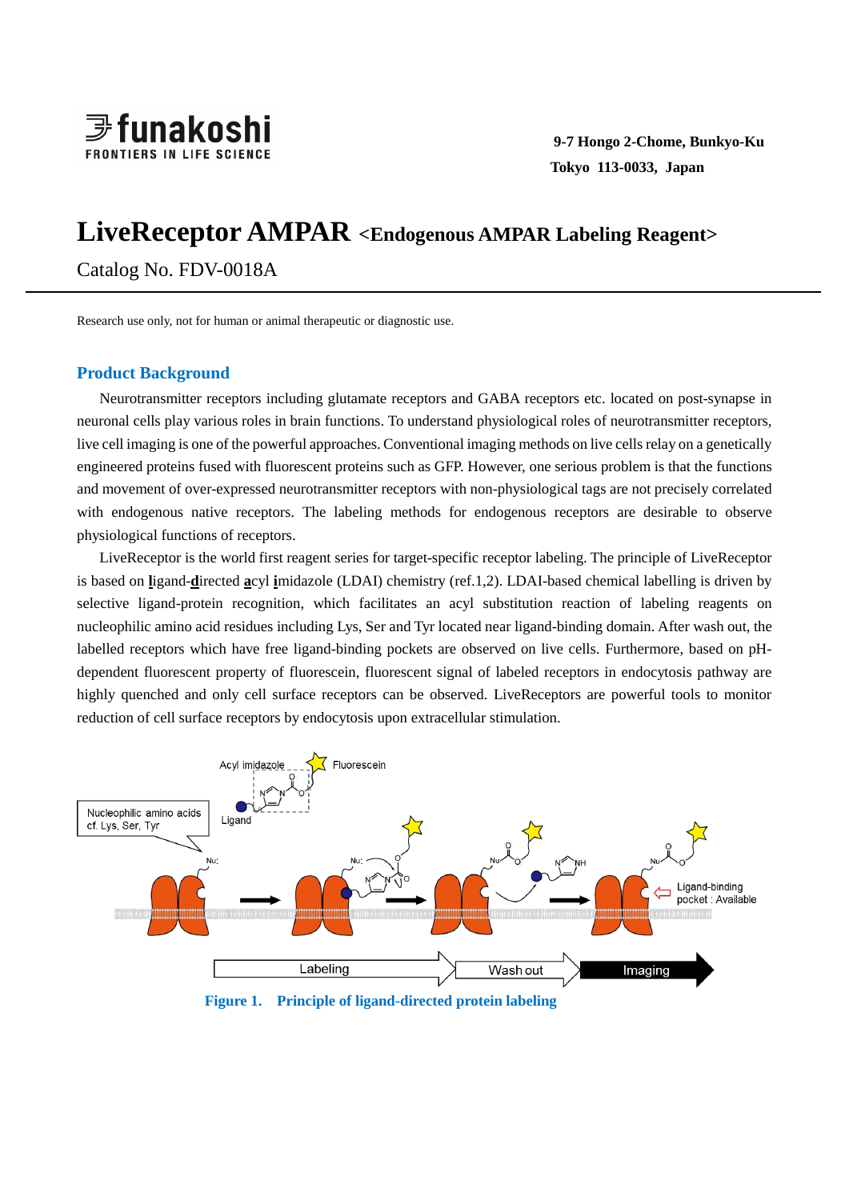funakoshi
FRONTIERS IN LIFE SCIENCE

**9-7 Hongo 2-Chome, Bunkyo-Ku**
**Tokyo 113-0033, Japan**

# LiveReceptor AMPAR <Endogenous AMPAR Labeling Reagent>

Catalog No. FDV-0018A

---

Research use only, not for human or animal therapeutic or diagnostic use.

## Product Background

Neurotransmitter receptors including glutamate receptors and GABA receptors etc. located on post-synapse in neuronal cells play various roles in brain functions. To understand physiological roles of neurotransmitter receptors, live cell imaging is one of the powerful approaches. Conventional imaging methods on live cells relay on a genetically engineered proteins fused with fluorescent proteins such as GFP. However, one serious problem is that the functions and movement of over-expressed neurotransmitter receptors with non-physiological tags are not precisely correlated with endogenous native receptors. The labeling methods for endogenous receptors are desirable to observe physiological functions of receptors.

LiveReceptor is the world first reagent series for target-specific receptor labeling. The principle of LiveReceptor is based on **l**igand-**d**irected **a**cyl **i**midazole (LDAI) chemistry (ref.1,2). LDAI-based chemical labelling is driven by selective ligand-protein recognition, which facilitates an acyl substitution reaction of labeling reagents on nucleophilic amino acid residues including Lys, Ser and Tyr located near ligand-binding domain. After wash out, the labelled receptors which have free ligand-binding pockets are observed on live cells. Furthermore, based on pH-dependent fluorescent property of fluorescein, fluorescent signal of labeled receptors in endocytosis pathway are highly quenched and only cell surface receptors can be observed. LiveReceptors are powerful tools to monitor reduction of cell surface receptors by endocytosis upon extracellular stimulation.

Acyl imidazole — Fluorescein — Ligand — Nucleophilic amino acids cf. Lys, Ser, Tyr — Nu: — Ligand-binding pocket : Available

Labeling → Wash out → Imaging

**Figure 1. Principle of ligand-directed protein labeling**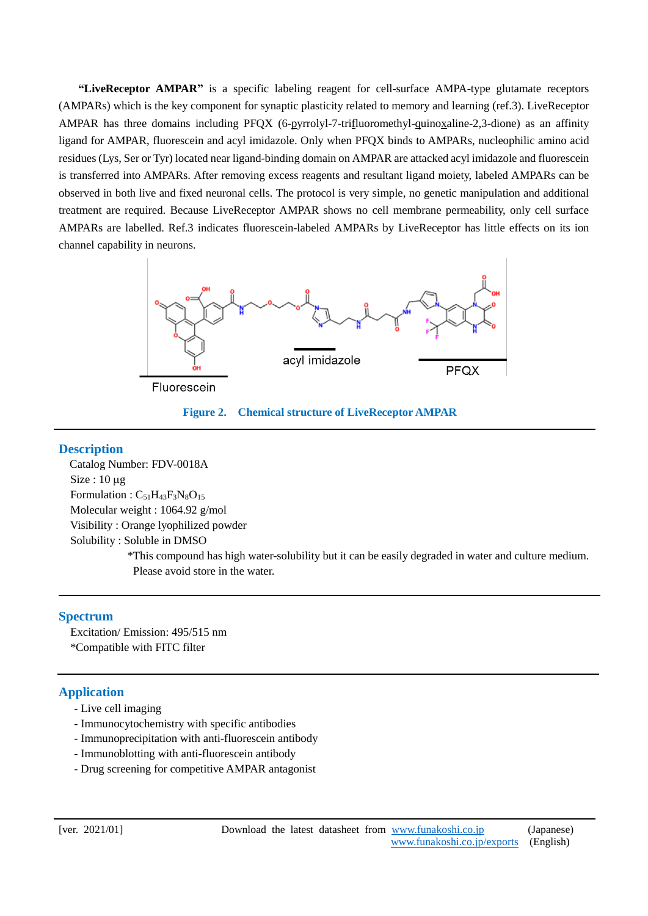**"LiveReceptor AMPAR"** is a specific labeling reagent for cell-surface AMPA-type glutamate receptors (AMPARs) which is the key component for synaptic plasticity related to memory and learning (ref.3). LiveReceptor AMPAR has three domains including PFQX (6-pyrrolyl-7-trifluoromethyl-quinoxaline-2,3-dione) as an affinity ligand for AMPAR, fluorescein and acyl imidazole. Only when PFQX binds to AMPARs, nucleophilic amino acid residues (Lys, Ser or Tyr) located near ligand-binding domain on AMPAR are attacked acyl imidazole and fluorescein is transferred into AMPARs. After removing excess reagents and resultant ligand moiety, labeled AMPARs can be observed in both live and fixed neuronal cells. The protocol is very simple, no genetic manipulation and additional treatment are required. Because LiveReceptor AMPAR shows no cell membrane permeability, only cell surface AMPARs are labelled. Ref.3 indicates fluorescein-labeled AMPARs by LiveReceptor has little effects on its ion channel capability in neurons.

Fluorescein acyl imidazole PFQX

**Figure 2. Chemical structure of LiveReceptor AMPAR**

## Description

Catalog Number: FDV-0018A

Size : 10 µg

Formulation : $C_{51}H_{43}F_3N_8O_{15}$

Molecular weight : 1064.92 g/mol

Visibility : Orange lyophilized powder

Solubility : Soluble in DMSO

*This compound has high water-solubility but it can be easily degraded in water and culture medium. Please avoid store in the water.

## Spectrum

Excitation/ Emission: 495/515 nm

*Compatible with FITC filter

## Application

- Live cell imaging
- Immunocytochemistry with specific antibodies
- Immunoprecipitation with anti-fluorescein antibody
- Immunoblotting with anti-fluorescein antibody
- Drug screening for competitive AMPAR antagonist

[ver. 2021/01] Download the latest datasheet from www.funakoshi.co.jp (Japanese) www.funakoshi.co.jp/exports (English)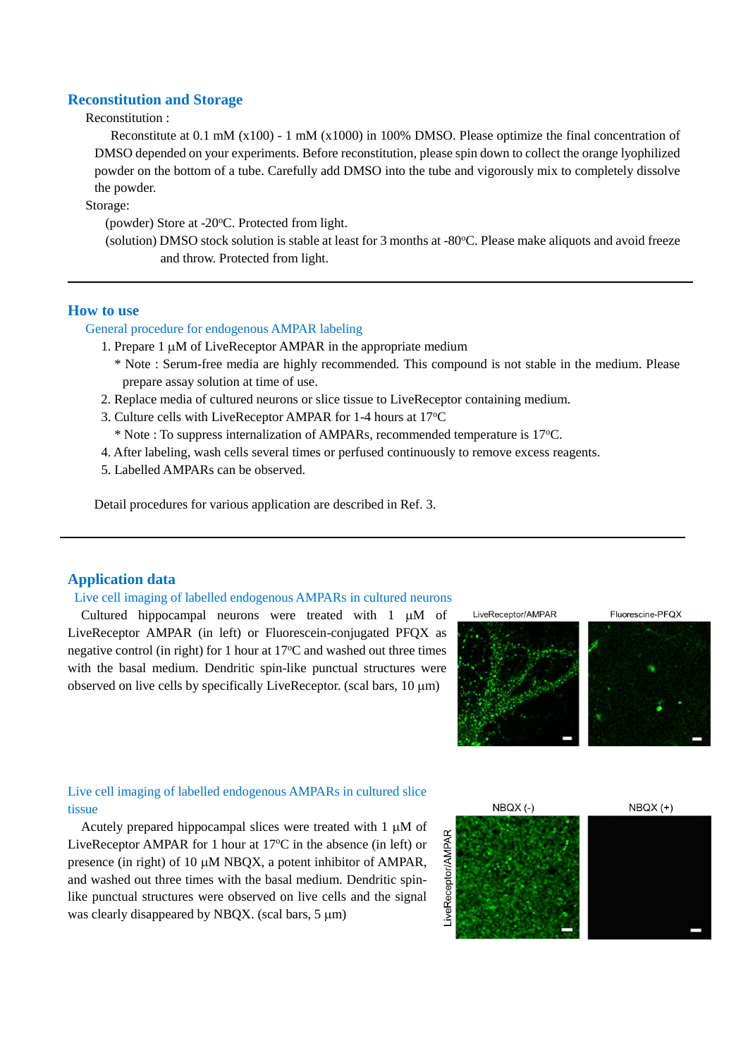## Reconstitution and Storage

Reconstitution :

Reconstitute at 0.1 mM (x100) - 1 mM (x1000) in 100% DMSO. Please optimize the final concentration of DMSO depended on your experiments. Before reconstitution, please spin down to collect the orange lyophilized powder on the bottom of a tube. Carefully add DMSO into the tube and vigorously mix to completely dissolve the powder.

Storage:

(powder) Store at -20ºC. Protected from light.

(solution) DMSO stock solution is stable at least for 3 months at -80ºC. Please make aliquots and avoid freeze and throw. Protected from light.

---

## How to use

### General procedure for endogenous AMPAR labeling

1. Prepare 1 µM of LiveReceptor AMPAR in the appropriate medium
   * Note : Serum-free media are highly recommended. This compound is not stable in the medium. Please prepare assay solution at time of use.
2. Replace media of cultured neurons or slice tissue to LiveReceptor containing medium.
3. Culture cells with LiveReceptor AMPAR for 1-4 hours at 17ºC
   * Note : To suppress internalization of AMPARs, recommended temperature is 17ºC.
4. After labeling, wash cells several times or perfused continuously to remove excess reagents.
5. Labelled AMPARs can be observed.

Detail procedures for various application are described in Ref. 3.

---

## Application data

### Live cell imaging of labelled endogenous AMPARs in cultured neurons

Cultured hippocampal neurons were treated with 1 µM of LiveReceptor AMPAR (in left) or Fluorescein-conjugated PFQX as negative control (in right) for 1 hour at 17ºC and washed out three times with the basal medium. Dendritic spin-like punctual structures were observed on live cells by specifically LiveReceptor. (scal bars, 10 µm)

LiveReceptor/AMPAR | Fluorescine-PFQX

### Live cell imaging of labelled endogenous AMPARs in cultured slice tissue

Acutely prepared hippocampal slices were treated with 1 µM of LiveReceptor AMPAR for 1 hour at 17ºC in the absence (in left) or presence (in right) of 10 µM NBQX, a potent inhibitor of AMPAR, and washed out three times with the basal medium. Dendritic spin-like punctual structures were observed on live cells and the signal was clearly disappeared by NBQX. (scal bars, 5 µm)

NBQX (-) | NBQX (+) | LiveReceptor/AMPAR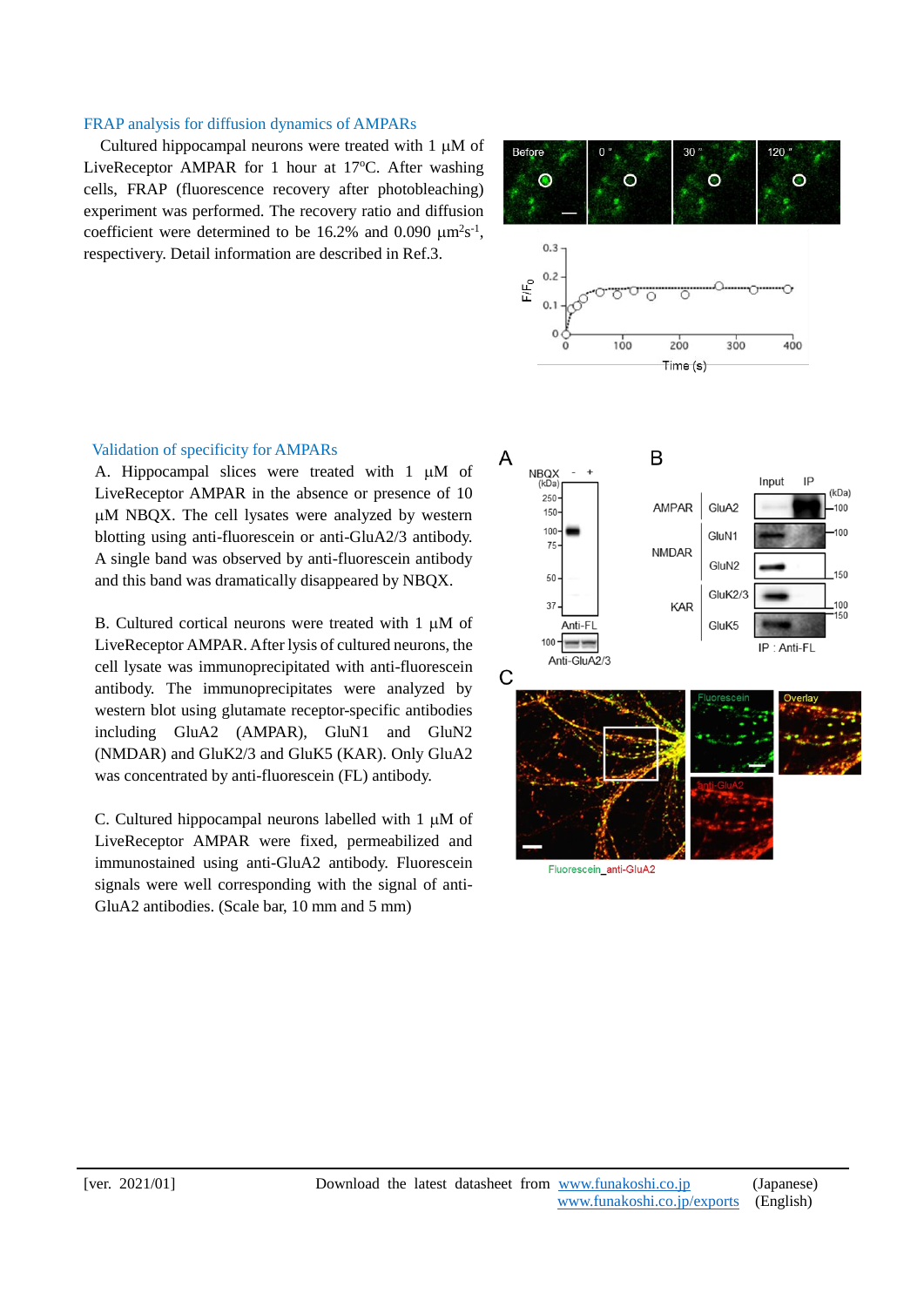## FRAP analysis for diffusion dynamics of AMPARs

Cultured hippocampal neurons were treated with 1 μM of LiveReceptor AMPAR for 1 hour at 17°C. After washing cells, FRAP (fluorescence recovery after photobleaching) experiment was performed. The recovery ratio and diffusion coefficient were determined to be 16.2% and 0.090 $\mu m^2 s^{-1}$, respectivery. Detail information are described in Ref.3.

## Validation of specificity for AMPARs

A. Hippocampal slices were treated with 1 μM of LiveReceptor AMPAR in the absence or presence of 10 μM NBQX. The cell lysates were analyzed by western blotting using anti-fluorescein or anti-GluA2/3 antibody. A single band was observed by anti-fluorescein antibody and this band was dramatically disappeared by NBQX.

B. Cultured cortical neurons were treated with 1 μM of LiveReceptor AMPAR. After lysis of cultured neurons, the cell lysate was immunoprecipitated with anti-fluorescein antibody. The immunoprecipitates were analyzed by western blot using glutamate receptor-specific antibodies including GluA2 (AMPAR), GluN1 and GluN2 (NMDAR) and GluK2/3 and GluK5 (KAR). Only GluA2 was concentrated by anti-fluorescein (FL) antibody.

C. Cultured hippocampal neurons labelled with 1 μM of LiveReceptor AMPAR were fixed, permeabilized and immunostained using anti-GluA2 antibody. Fluorescein signals were well corresponding with the signal of anti-GluA2 antibodies. (Scale bar, 10 mm and 5 mm)

[ver. 2021/01] Download the latest datasheet from www.funakoshi.co.jp (Japanese) www.funakoshi.co.jp/exports (English)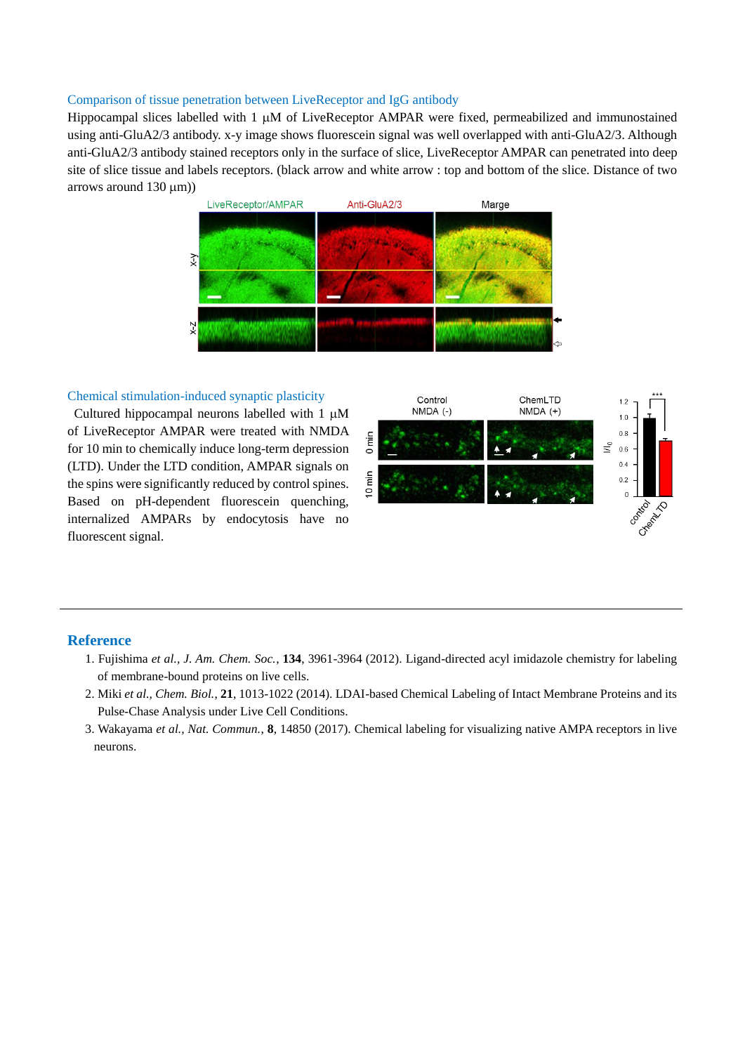### Comparison of tissue penetration between LiveReceptor and IgG antibody

Hippocampal slices labelled with 1 μM of LiveReceptor AMPAR were fixed, permeabilized and immunostained using anti-GluA2/3 antibody. x-y image shows fluorescein signal was well overlapped with anti-GluA2/3. Although anti-GluA2/3 antibody stained receptors only in the surface of slice, LiveReceptor AMPAR can penetrated into deep site of slice tissue and labels receptors. (black arrow and white arrow : top and bottom of the slice. Distance of two arrows around 130 μm))

### Chemical stimulation-induced synaptic plasticity

Cultured hippocampal neurons labelled with 1 μM of LiveReceptor AMPAR were treated with NMDA for 10 min to chemically induce long-term depression (LTD). Under the LTD condition, AMPAR signals on the spins were significantly reduced by control spines. Based on pH-dependent fluorescein quenching, internalized AMPARs by endocytosis have no fluorescent signal.

---

## Reference

1. Fujishima *et al.*, *J. Am. Chem. Soc.*, **134**, 3961-3964 (2012). Ligand-directed acyl imidazole chemistry for labeling of membrane-bound proteins on live cells.
2. Miki *et al.*, *Chem. Biol.*, **21**, 1013-1022 (2014). LDAI-based Chemical Labeling of Intact Membrane Proteins and its Pulse-Chase Analysis under Live Cell Conditions.
3. Wakayama *et al.*, *Nat. Commun.*, **8**, 14850 (2017). Chemical labeling for visualizing native AMPA receptors in live neurons.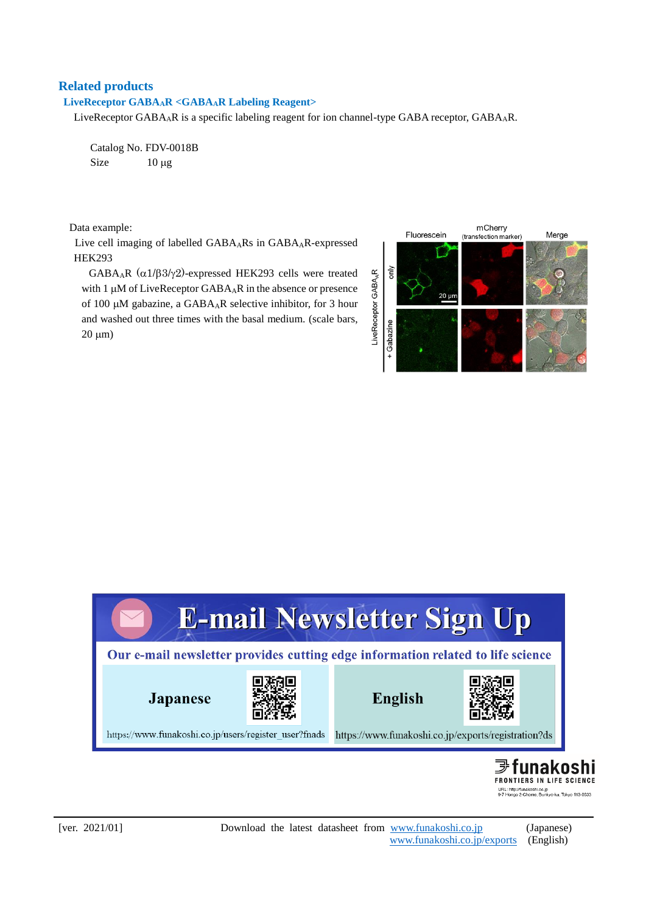## Related products

### LiveReceptor GABA$_A$R <GABA$_A$R Labeling Reagent>

LiveReceptor GABA$_A$R is a specific labeling reagent for ion channel-type GABA receptor, GABA$_A$R.

Catalog No. FDV-0018B
Size 10 µg

Data example:

Live cell imaging of labelled GABA$_A$Rs in GABA$_A$R-expressed HEK293

GABA$_A$R ($\alpha$1/$\beta$3/$\gamma$2)-expressed HEK293 cells were treated with 1 µM of LiveReceptor GABA$_A$R in the absence or presence of 100 µM gabazine, a GABA$_A$R selective inhibitor, for 3 hour and washed out three times with the basal medium. (scale bars, 20 µm)

Fluorescein
mCherry (transfection marker)
Merge
LiveReceptor GABA$_A$R only
+ Gabazine
20 µm

**E-mail Newsletter Sign Up**

Our e-mail newsletter provides cutting edge information related to life science

Japanese
https://www.funakoshi.co.jp/users/register_user?fnads

English
https://www.funakoshi.co.jp/exports/registration?ds

funakoshi
FRONTIERS IN LIFE SCIENCE
URL: http://funakoshi.co.jp
9-7 Hongo 2-Chome, Bunkyo-ku, Tokyo 113-0033

[ver. 2021/01]

Download the latest datasheet from www.funakoshi.co.jp (Japanese)
www.funakoshi.co.jp/exports (English)